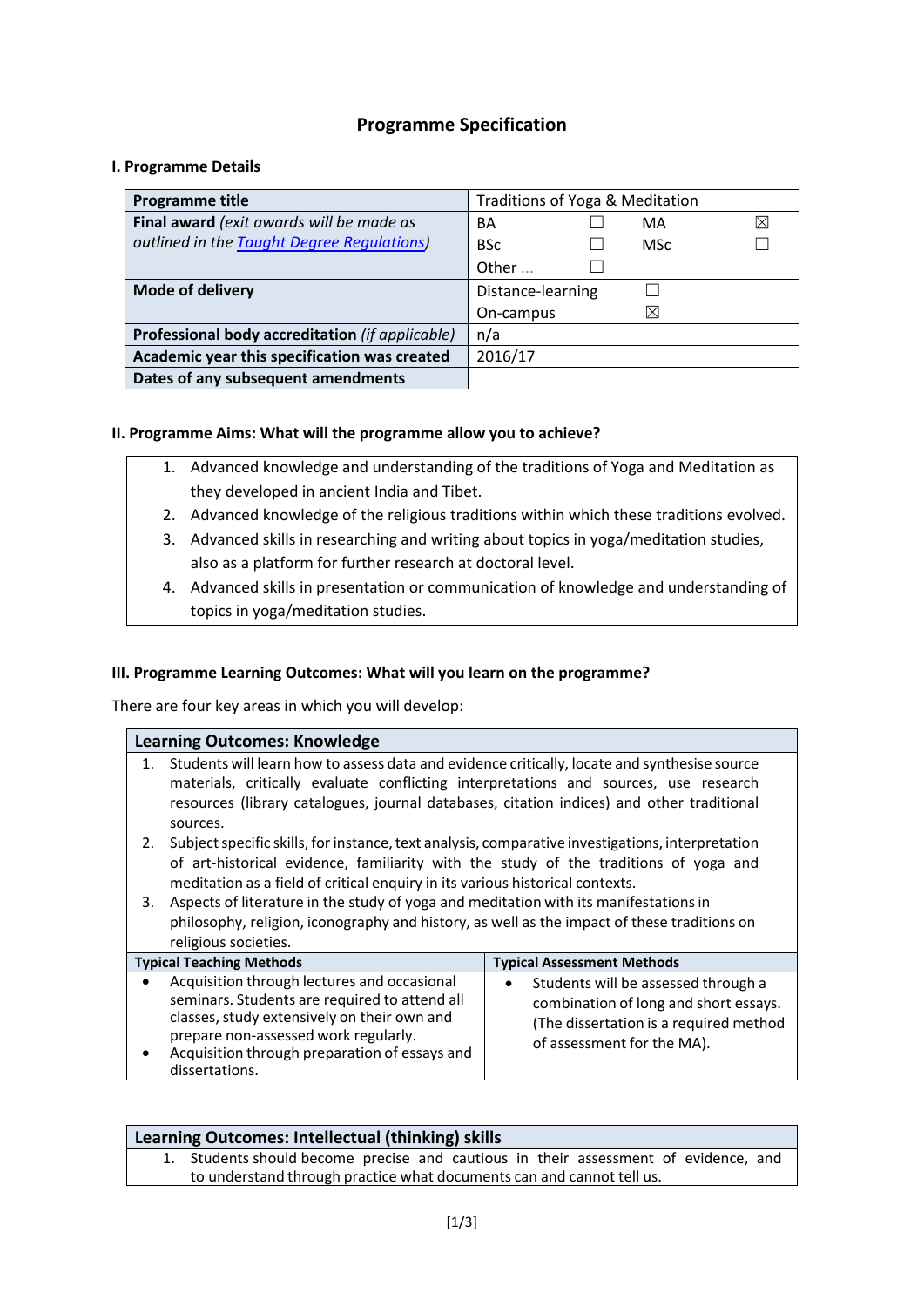# Programme Specification

## I. Programme Details

| Programme title | Traditions of Yoga & Meditation |
|---|---|
| **Final award** *(exit awards will be made as outlined in the [Taught Degree Regulations](#))* | BA ☐ MA ☒ <br> BSc ☐ MSc ☐ <br> Other … ☐ |
| **Mode of delivery** | Distance-learning ☐ <br> On-campus ☒ |
| **Professional body accreditation** *(if applicable)* | n/a |
| **Academic year this specification was created** | 2016/17 |
| **Dates of any subsequent amendments** | |

## II. Programme Aims: What will the programme allow you to achieve?

1. Advanced knowledge and understanding of the traditions of Yoga and Meditation as they developed in ancient India and Tibet.
2. Advanced knowledge of the religious traditions within which these traditions evolved.
3. Advanced skills in researching and writing about topics in yoga/meditation studies, also as a platform for further research at doctoral level.
4. Advanced skills in presentation or communication of knowledge and understanding of topics in yoga/meditation studies.

## III. Programme Learning Outcomes: What will you learn on the programme?

There are four key areas in which you will develop:

### Learning Outcomes: Knowledge

1. Students will learn how to assess data and evidence critically, locate and synthesise source materials, critically evaluate conflicting interpretations and sources, use research resources (library catalogues, journal databases, citation indices) and other traditional sources.
2. Subject specific skills, for instance, text analysis, comparative investigations, interpretation of art-historical evidence, familiarity with the study of the traditions of yoga and meditation as a field of critical enquiry in its various historical contexts.
3. Aspects of literature in the study of yoga and meditation with its manifestations in philosophy, religion, iconography and history, as well as the impact of these traditions on religious societies.

| Typical Teaching Methods | Typical Assessment Methods |
|---|---|
| • Acquisition through lectures and occasional seminars. Students are required to attend all classes, study extensively on their own and prepare non-assessed work regularly. <br> • Acquisition through preparation of essays and dissertations. | • Students will be assessed through a combination of long and short essays. (The dissertation is a required method of assessment for the MA). |

### Learning Outcomes: Intellectual (thinking) skills

1. Students should become precise and cautious in their assessment of evidence, and to understand through practice what documents can and cannot tell us.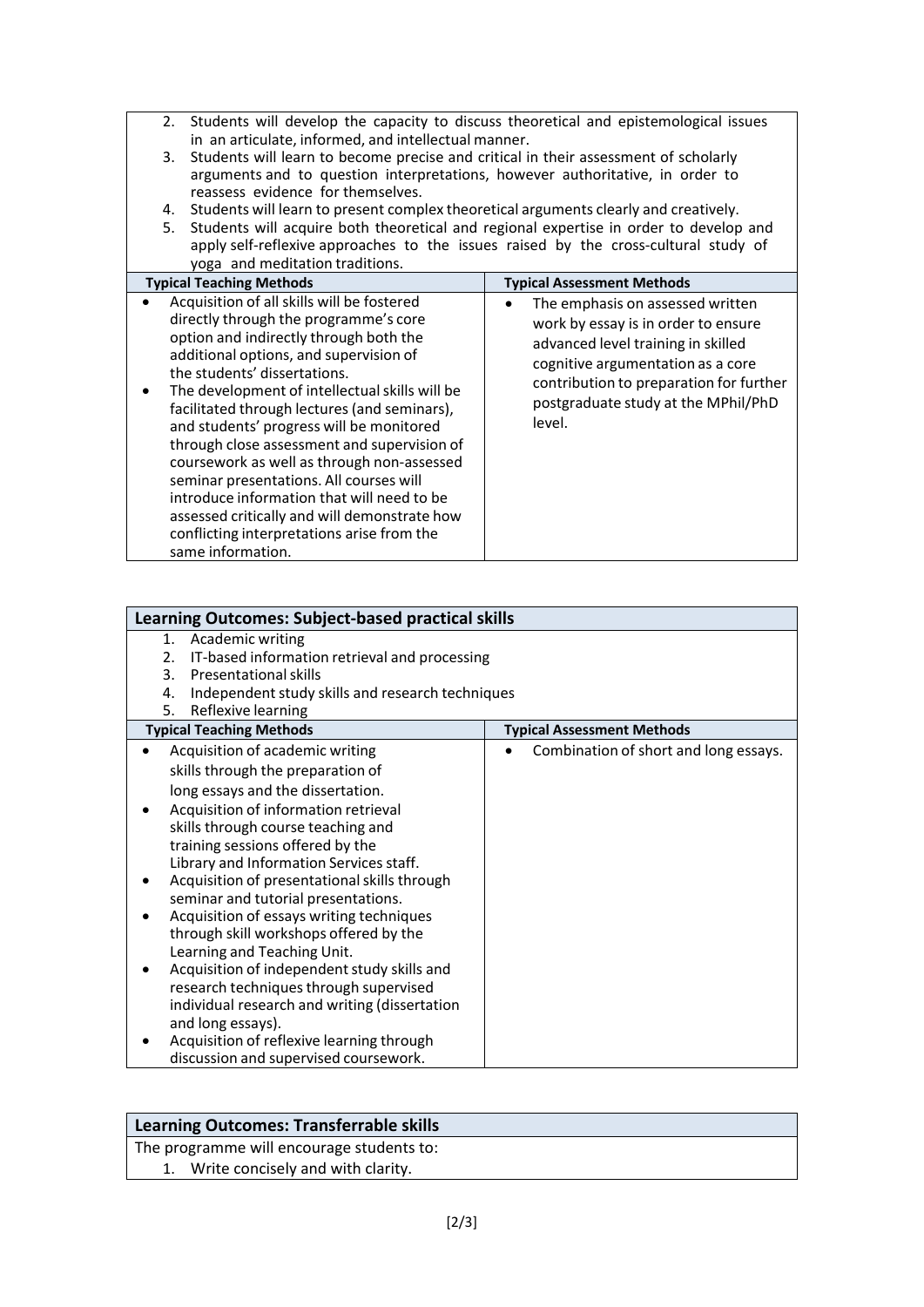2. Students will develop the capacity to discuss theoretical and epistemological issues in an articulate, informed, and intellectual manner.
3. Students will learn to become precise and critical in their assessment of scholarly arguments and to question interpretations, however authoritative, in order to reassess evidence for themselves.
4. Students will learn to present complex theoretical arguments clearly and creatively.
5. Students will acquire both theoretical and regional expertise in order to develop and apply self-reflexive approaches to the issues raised by the cross-cultural study of yoga and meditation traditions.

| Typical Teaching Methods | Typical Assessment Methods |
|---|---|
| • Acquisition of all skills will be fostered directly through the programme's core option and indirectly through both the additional options, and supervision of the students' dissertations.<br>• The development of intellectual skills will be facilitated through lectures (and seminars), and students' progress will be monitored through close assessment and supervision of coursework as well as through non-assessed seminar presentations. All courses will introduce information that will need to be assessed critically and will demonstrate how conflicting interpretations arise from the same information. | • The emphasis on assessed written work by essay is in order to ensure advanced level training in skilled cognitive argumentation as a core contribution to preparation for further postgraduate study at the MPhil/PhD level. |

## Learning Outcomes: Subject-based practical skills

1. Academic writing
2. IT-based information retrieval and processing
3. Presentational skills
4. Independent study skills and research techniques
5. Reflexive learning

| Typical Teaching Methods | Typical Assessment Methods |
|---|---|
| • Acquisition of academic writing skills through the preparation of long essays and the dissertation.<br>• Acquisition of information retrieval skills through course teaching and training sessions offered by the Library and Information Services staff.<br>• Acquisition of presentational skills through seminar and tutorial presentations.<br>• Acquisition of essays writing techniques through skill workshops offered by the Learning and Teaching Unit.<br>• Acquisition of independent study skills and research techniques through supervised individual research and writing (dissertation and long essays).<br>• Acquisition of reflexive learning through discussion and supervised coursework. | • Combination of short and long essays. |

## Learning Outcomes: Transferrable skills

The programme will encourage students to:

1. Write concisely and with clarity.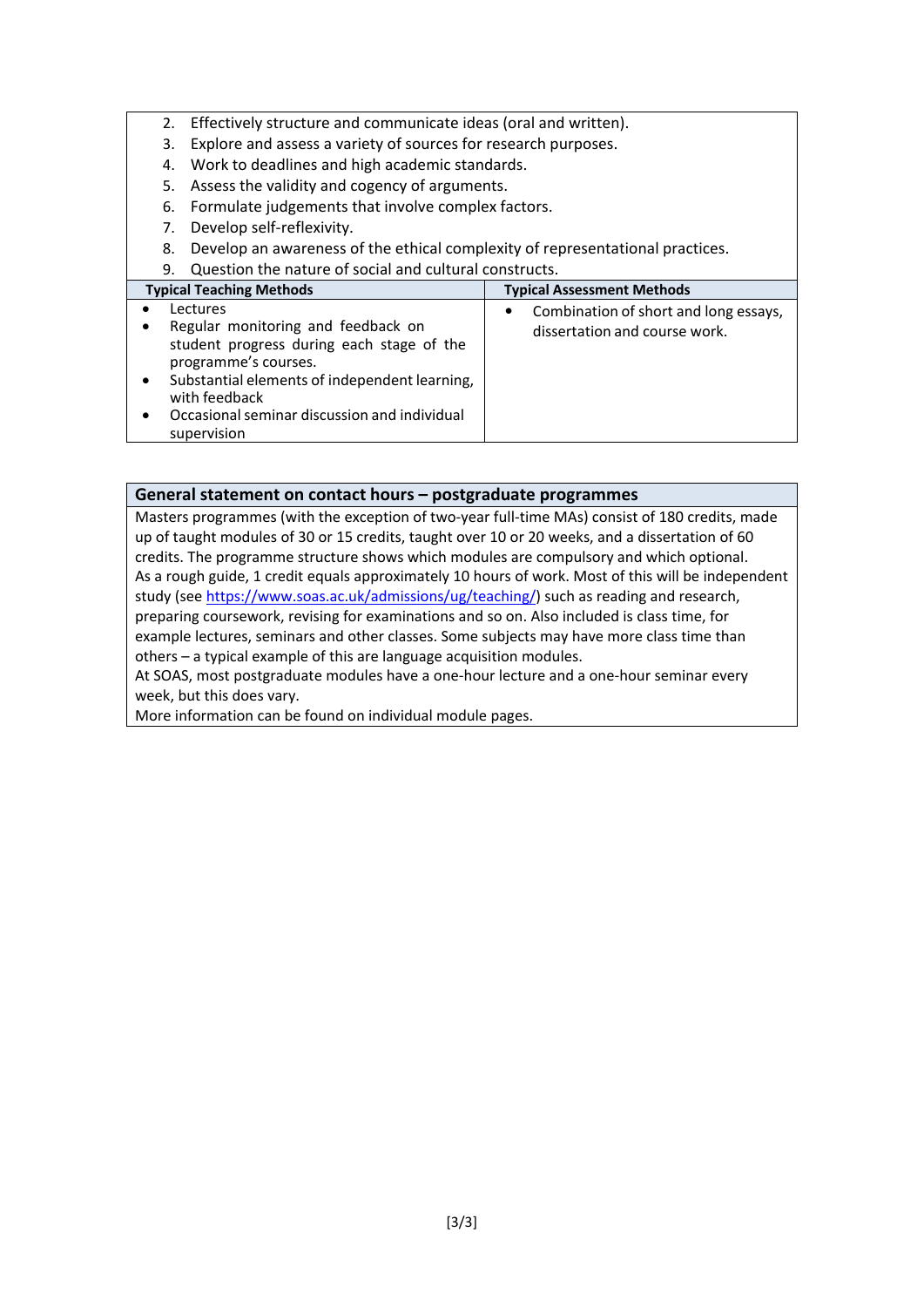2. Effectively structure and communicate ideas (oral and written).
3. Explore and assess a variety of sources for research purposes.
4. Work to deadlines and high academic standards.
5. Assess the validity and cogency of arguments.
6. Formulate judgements that involve complex factors.
7. Develop self-reflexivity.
8. Develop an awareness of the ethical complexity of representational practices.
9. Question the nature of social and cultural constructs.

| Typical Teaching Methods | Typical Assessment Methods |
|---|---|
| • Lectures<br>• Regular monitoring and feedback on student progress during each stage of the programme's courses.<br>• Substantial elements of independent learning, with feedback<br>• Occasional seminar discussion and individual supervision | • Combination of short and long essays, dissertation and course work. |

## General statement on contact hours – postgraduate programmes

Masters programmes (with the exception of two-year full-time MAs) consist of 180 credits, made up of taught modules of 30 or 15 credits, taught over 10 or 20 weeks, and a dissertation of 60 credits. The programme structure shows which modules are compulsory and which optional.

As a rough guide, 1 credit equals approximately 10 hours of work. Most of this will be independent study (see https://www.soas.ac.uk/admissions/ug/teaching/) such as reading and research, preparing coursework, revising for examinations and so on. Also included is class time, for example lectures, seminars and other classes. Some subjects may have more class time than others – a typical example of this are language acquisition modules.

At SOAS, most postgraduate modules have a one-hour lecture and a one-hour seminar every week, but this does vary.

More information can be found on individual module pages.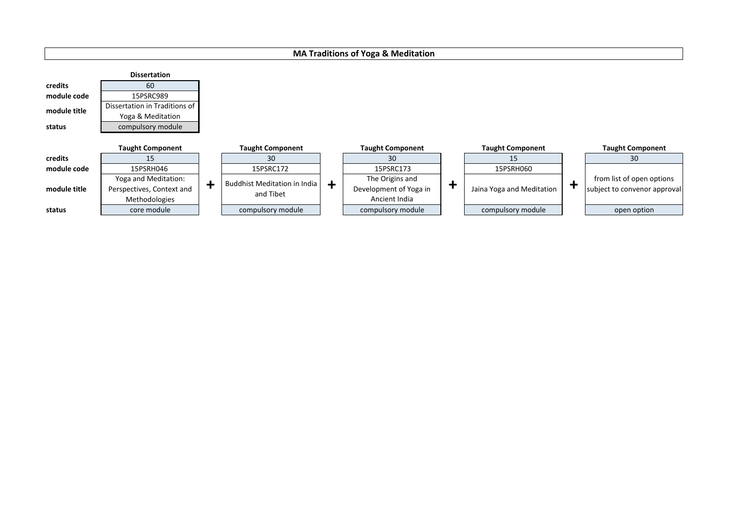# MA Traditions of Yoga & Meditation

| | Dissertation |
|---|---|
| **credits** | 60 |
| **module code** | 15PSRC989 |
| **module title** | Dissertation in Traditions of Yoga & Meditation |
| **status** | compulsory module |

| | Taught Component | | Taught Component | | Taught Component | | Taught Component | | Taught Component |
|---|---|---|---|---|---|---|---|---|---|
| **credits** | 15 | | 30 | | 30 | | 15 | | 30 |
| **module code** | 15PSRH046 | | 15PSRC172 | | 15PSRC173 | | 15PSRH060 | | |
| **module title** | Yoga and Meditation: Perspectives, Context and Methodologies | + | Buddhist Meditation in India and Tibet | + | The Origins and Development of Yoga in Ancient India | + | Jaina Yoga and Meditation | + | from list of open options subject to convenor approval |
| **status** | core module | | compulsory module | | compulsory module | | compulsory module | | open option |